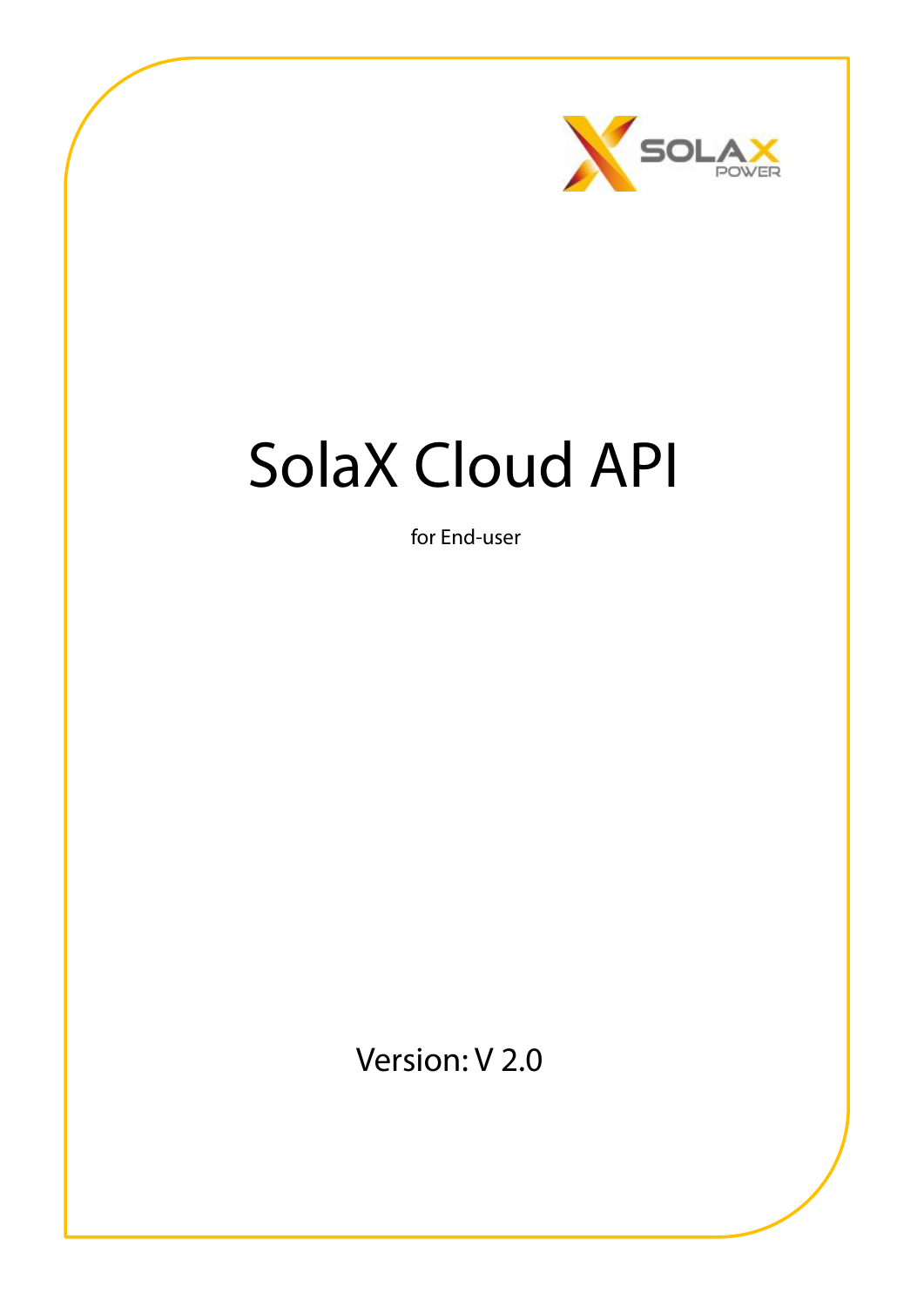# SolaX Cloud API

for End-user

Version: V 2.0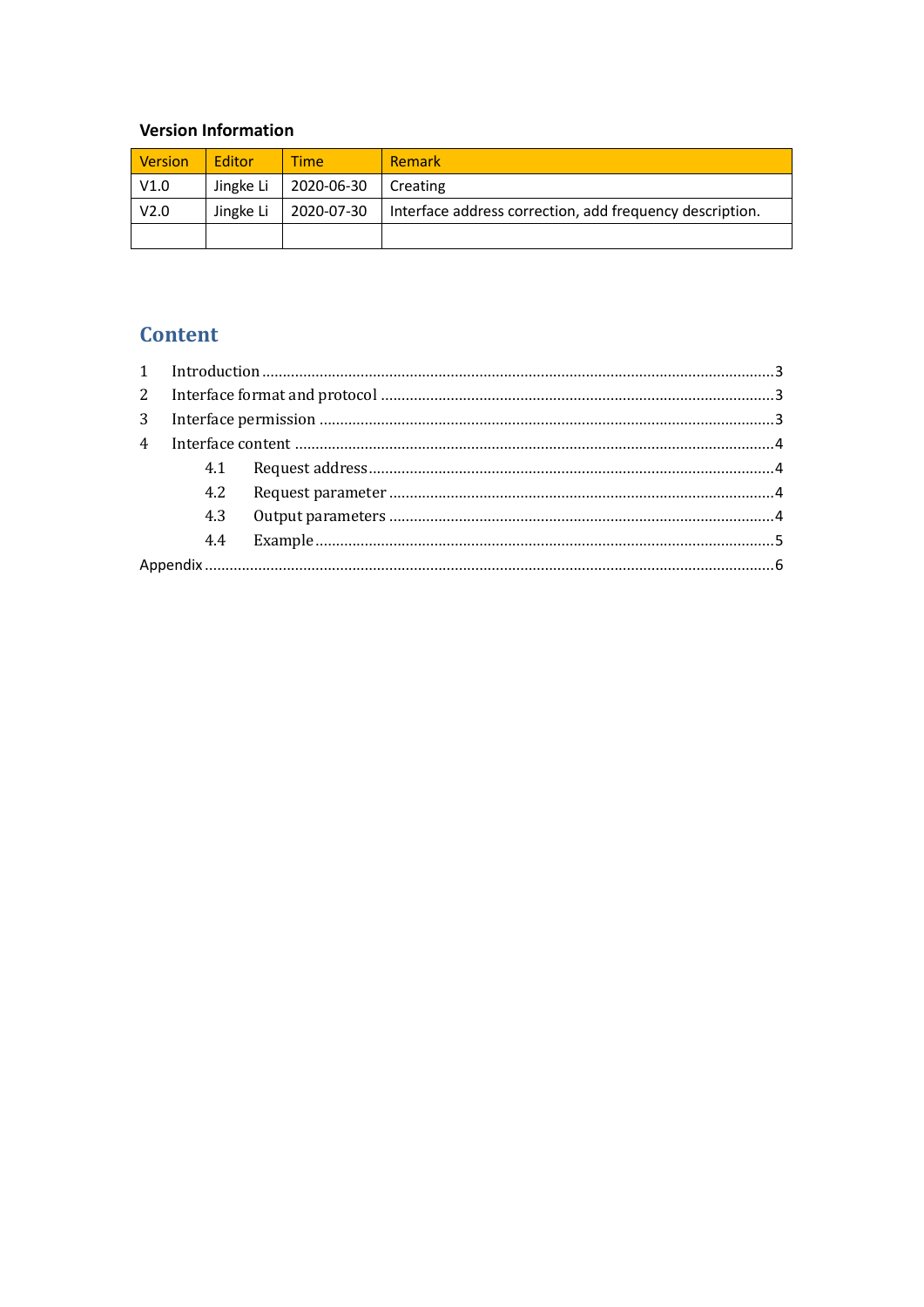**Version Information**

| Version | Editor | Time | Remark |
|---|---|---|---|
| V1.0 | Jingke Li | 2020-06-30 | Creating |
| V2.0 | Jingke Li | 2020-07-30 | Interface address correction, add frequency description. |
| | | | |

## Content

1 Introduction ........ 3
2 Interface format and protocol ........ 3
3 Interface permission ........ 3
4 Interface content ........ 4
  4.1 Request address ........ 4
  4.2 Request parameter ........ 4
  4.3 Output parameters ........ 4
  4.4 Example ........ 5
Appendix ........ 6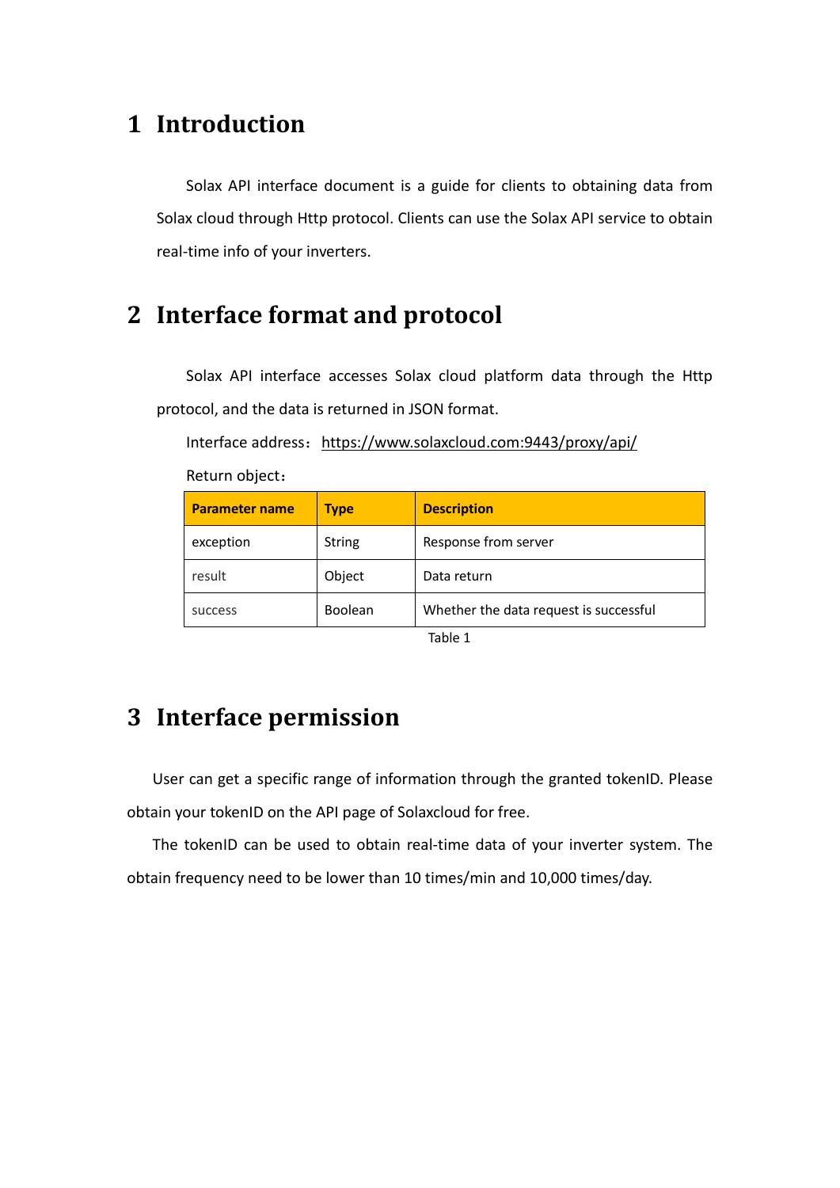# 1 Introduction

Solax API interface document is a guide for clients to obtaining data from Solax cloud through Http protocol. Clients can use the Solax API service to obtain real-time info of your inverters.

# 2 Interface format and protocol

Solax API interface accesses Solax cloud platform data through the Http protocol, and the data is returned in JSON format.

Interface address：https://www.solaxcloud.com:9443/proxy/api/

Return object：

| Parameter name | Type | Description |
|---|---|---|
| exception | String | Response from server |
| result | Object | Data return |
| success | Boolean | Whether the data request is successful |

Table 1

# 3 Interface permission

User can get a specific range of information through the granted tokenID. Please obtain your tokenID on the API page of Solaxcloud for free.

The tokenID can be used to obtain real-time data of your inverter system. The obtain frequency need to be lower than 10 times/min and 10,000 times/day.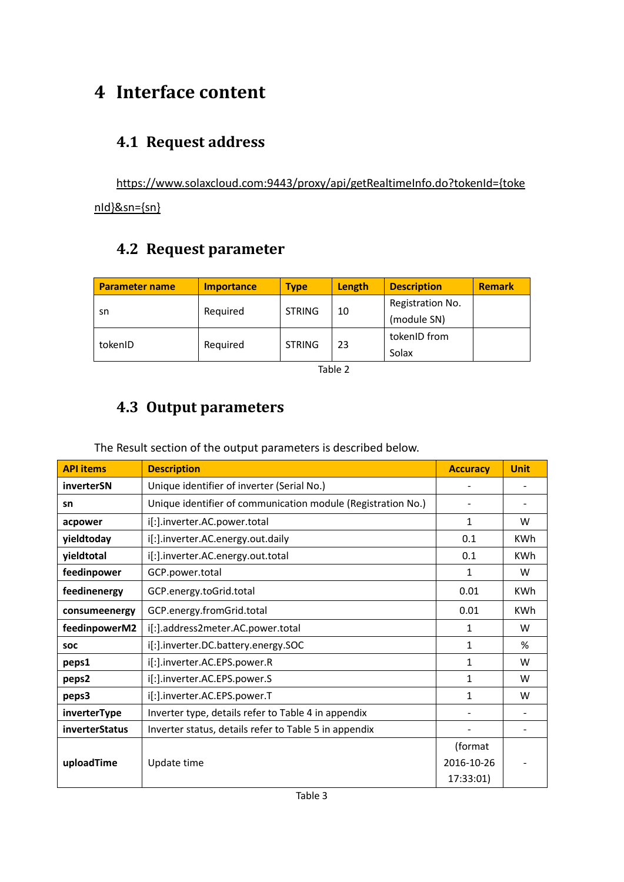# 4 Interface content

## 4.1 Request address

https://www.solaxcloud.com:9443/proxy/api/getRealtimeInfo.do?tokenId={tokenId}&sn={sn}

## 4.2 Request parameter

| Parameter name | Importance | Type | Length | Description | Remark |
|---|---|---|---|---|---|
| sn | Required | STRING | 10 | Registration No. (module SN) | |
| tokenID | Required | STRING | 23 | tokenID from Solax | |

Table 2

## 4.3 Output parameters

The Result section of the output parameters is described below.

| API items | Description | Accuracy | Unit |
|---|---|---|---|
| **inverterSN** | Unique identifier of inverter (Serial No.) | - | - |
| **sn** | Unique identifier of communication module (Registration No.) | - | - |
| **acpower** | i[:].inverter.AC.power.total | 1 | W |
| **yieldtoday** | i[:].inverter.AC.energy.out.daily | 0.1 | KWh |
| **yieldtotal** | i[:].inverter.AC.energy.out.total | 0.1 | KWh |
| **feedinpower** | GCP.power.total | 1 | W |
| **feedinenergy** | GCP.energy.toGrid.total | 0.01 | KWh |
| **consumeenergy** | GCP.energy.fromGrid.total | 0.01 | KWh |
| **feedinpowerM2** | i[:].address2meter.AC.power.total | 1 | W |
| **soc** | i[:].inverter.DC.battery.energy.SOC | 1 | % |
| **peps1** | i[:].inverter.AC.EPS.power.R | 1 | W |
| **peps2** | i[:].inverter.AC.EPS.power.S | 1 | W |
| **peps3** | i[:].inverter.AC.EPS.power.T | 1 | W |
| **inverterType** | Inverter type, details refer to Table 4 in appendix | - | - |
| **inverterStatus** | Inverter status, details refer to Table 5 in appendix | - | - |
| **uploadTime** | Update time | (format 2016-10-26 17:33:01) | - |

Table 3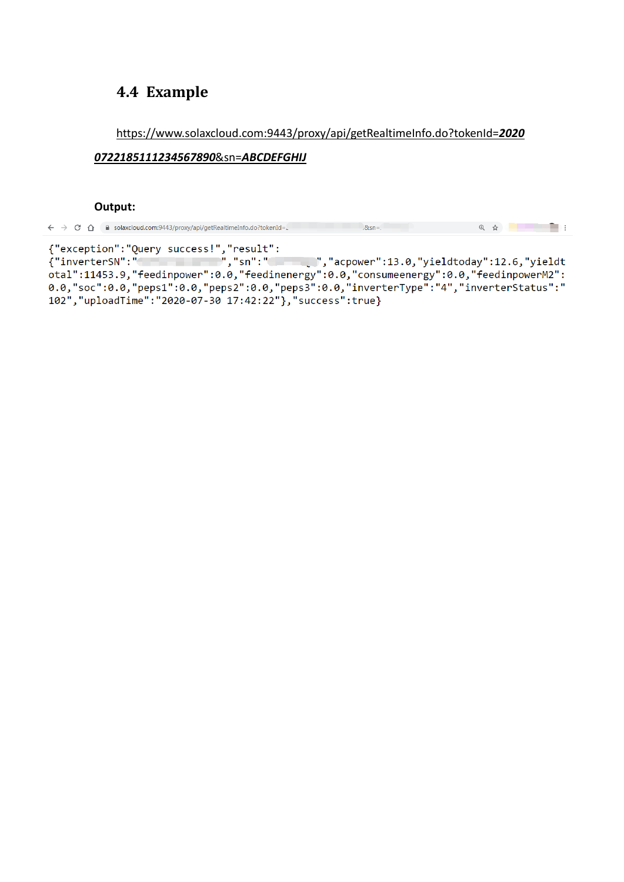## 4.4 Example

https://www.solaxcloud.com:9443/proxy/api/getRealtimeInfo.do?tokenId=***20200722185111234567890***&sn=***ABCDEFGHIJ***

**Output:**

```
{"exception":"Query success!","result":
{"inverterSN":"            ","sn":"          ","acpower":13.0,"yieldtoday":12.6,"yieldtotal":11453.9,"feedinpower":0.0,"feedinenergy":0.0,"consumeenergy":0.0,"feedinpowerM2":0.0,"soc":0.0,"peps1":0.0,"peps2":0.0,"peps3":0.0,"inverterType":"4","inverterStatus":"102","uploadTime":"2020-07-30 17:42:22"},"success":true}
```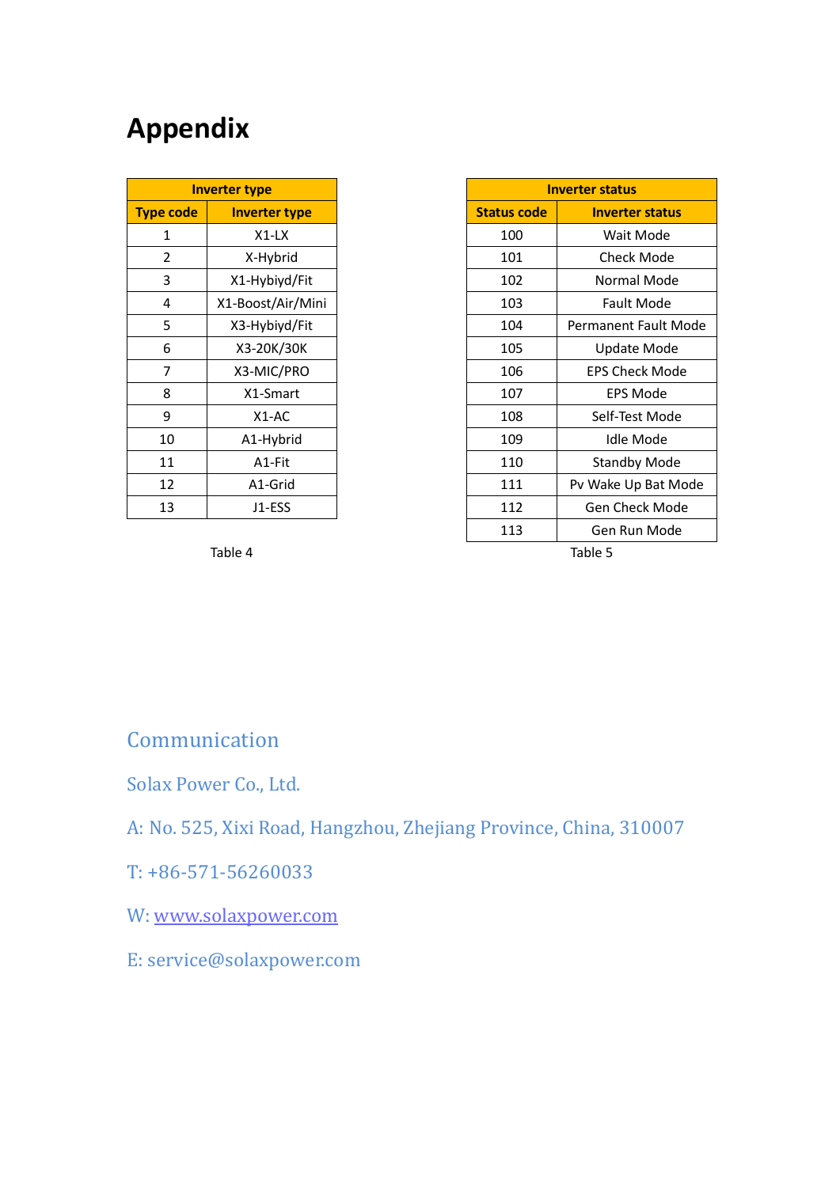# Appendix

| Inverter type | |
|---|---|
| **Type code** | **Inverter type** |
| 1 | X1-LX |
| 2 | X-Hybrid |
| 3 | X1-Hybiyd/Fit |
| 4 | X1-Boost/Air/Mini |
| 5 | X3-Hybiyd/Fit |
| 6 | X3-20K/30K |
| 7 | X3-MIC/PRO |
| 8 | X1-Smart |
| 9 | X1-AC |
| 10 | A1-Hybrid |
| 11 | A1-Fit |
| 12 | A1-Grid |
| 13 | J1-ESS |

Table 4

| Inverter status | |
|---|---|
| **Status code** | **Inverter status** |
| 100 | Wait Mode |
| 101 | Check Mode |
| 102 | Normal Mode |
| 103 | Fault Mode |
| 104 | Permanent Fault Mode |
| 105 | Update Mode |
| 106 | EPS Check Mode |
| 107 | EPS Mode |
| 108 | Self-Test Mode |
| 109 | Idle Mode |
| 110 | Standby Mode |
| 111 | Pv Wake Up Bat Mode |
| 112 | Gen Check Mode |
| 113 | Gen Run Mode |

Table 5

Communication

Solax Power Co., Ltd.

A: No. 525, Xixi Road, Hangzhou, Zhejiang Province, China, 310007

T: +86-571-56260033

W: www.solaxpower.com

E: service@solaxpower.com